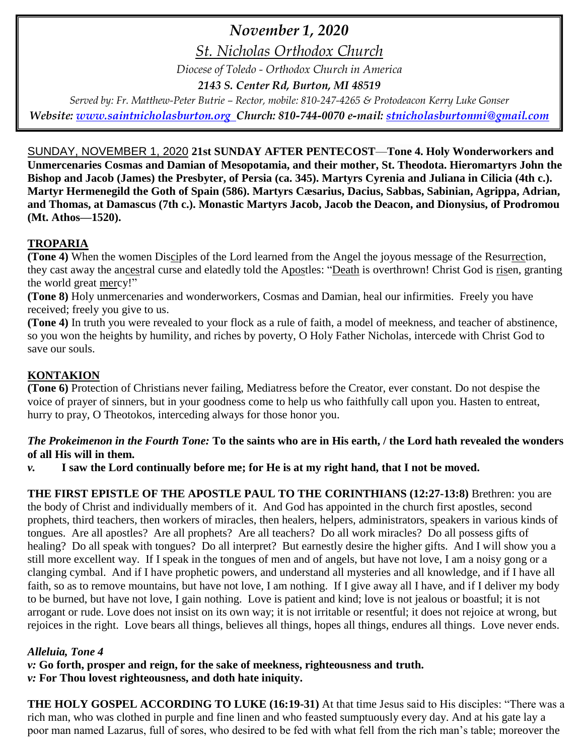# *November 1, 2020*

## *St. Nicholas Orthodox Church*

*Diocese of Toledo - Orthodox Church in America*

***2143 S. Center Rd, Burton, MI 48519***

*Served by: Fr. Matthew-Peter Butrie – Rector, mobile: 810-247-4265 & Protodeacon Kerry Luke Gonser*

***Website: www.saintnicholasburton.org Church: 810-744-0070 e-mail: stnicholasburtonmi@gmail.com***

SUNDAY, NOVEMBER 1, 2020 **21st SUNDAY AFTER PENTECOST—Tone 4. Holy Wonderworkers and Unmercenaries Cosmas and Damian of Mesopotamia, and their mother, St. Theodota. Hieromartyrs John the Bishop and Jacob (James) the Presbyter, of Persia (ca. 345). Martyrs Cyrenia and Juliana in Cilicia (4th c.). Martyr Hermenegild the Goth of Spain (586). Martyrs Cæsarius, Dacius, Sabbas, Sabinian, Agrippa, Adrian, and Thomas, at Damascus (7th c.). Monastic Martyrs Jacob, Jacob the Deacon, and Dionysius, of Prodromou (Mt. Athos—1520).**

## **TROPARIA**

**(Tone 4)** When the women Disciples of the Lord learned from the Angel the joyous message of the Resurrection, they cast away the ancestral curse and elatedly told the Apostles: "Death is overthrown! Christ God is risen, granting the world great mercy!"

**(Tone 8)** Holy unmercenaries and wonderworkers, Cosmas and Damian, heal our infirmities. Freely you have received; freely you give to us.

**(Tone 4)** In truth you were revealed to your flock as a rule of faith, a model of meekness, and teacher of abstinence, so you won the heights by humility, and riches by poverty, O Holy Father Nicholas, intercede with Christ God to save our souls.

## **KONTAKION**

**(Tone 6)** Protection of Christians never failing, Mediatress before the Creator, ever constant. Do not despise the voice of prayer of sinners, but in your goodness come to help us who faithfully call upon you. Hasten to entreat, hurry to pray, O Theotokos, interceding always for those honor you.

***The Prokeimenon in the Fourth Tone:*** **To the saints who are in His earth, / the Lord hath revealed the wonders of all His will in them.**

***v.*** **I saw the Lord continually before me; for He is at my right hand, that I not be moved.**

**THE FIRST EPISTLE OF THE APOSTLE PAUL TO THE CORINTHIANS (12:27-13:8)** Brethren: you are the body of Christ and individually members of it. And God has appointed in the church first apostles, second prophets, third teachers, then workers of miracles, then healers, helpers, administrators, speakers in various kinds of tongues. Are all apostles? Are all prophets? Are all teachers? Do all work miracles? Do all possess gifts of healing? Do all speak with tongues? Do all interpret? But earnestly desire the higher gifts. And I will show you a still more excellent way. If I speak in the tongues of men and of angels, but have not love, I am a noisy gong or a clanging cymbal. And if I have prophetic powers, and understand all mysteries and all knowledge, and if I have all faith, so as to remove mountains, but have not love, I am nothing. If I give away all I have, and if I deliver my body to be burned, but have not love, I gain nothing. Love is patient and kind; love is not jealous or boastful; it is not arrogant or rude. Love does not insist on its own way; it is not irritable or resentful; it does not rejoice at wrong, but rejoices in the right. Love bears all things, believes all things, hopes all things, endures all things. Love never ends.

***Alleluia, Tone 4***

***v:*** **Go forth, prosper and reign, for the sake of meekness, righteousness and truth.**

***v:*** **For Thou lovest righteousness, and doth hate iniquity.**

**THE HOLY GOSPEL ACCORDING TO LUKE (16:19-31)** At that time Jesus said to His disciples: "There was a rich man, who was clothed in purple and fine linen and who feasted sumptuously every day. And at his gate lay a poor man named Lazarus, full of sores, who desired to be fed with what fell from the rich man's table; moreover the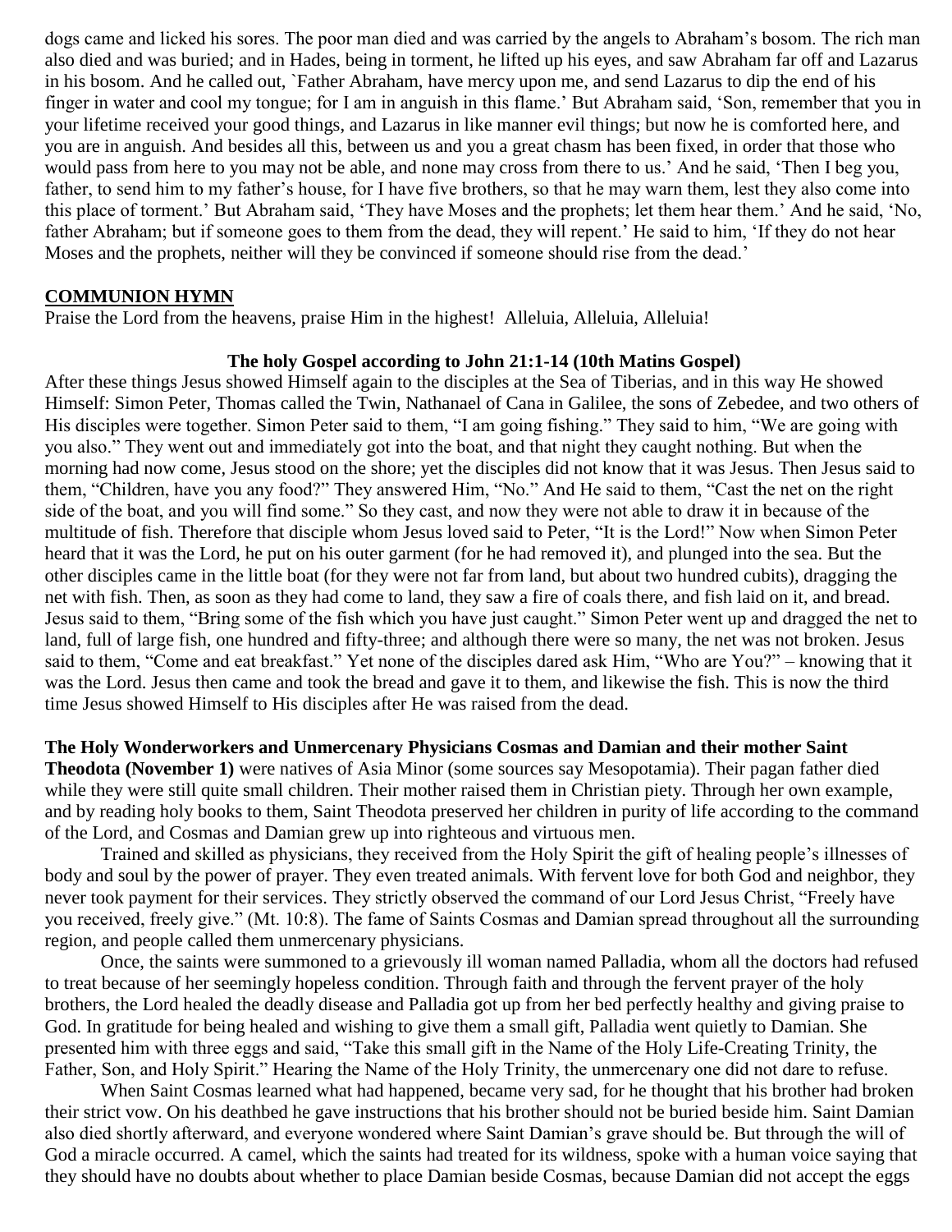dogs came and licked his sores. The poor man died and was carried by the angels to Abraham's bosom. The rich man also died and was buried; and in Hades, being in torment, he lifted up his eyes, and saw Abraham far off and Lazarus in his bosom. And he called out, `Father Abraham, have mercy upon me, and send Lazarus to dip the end of his finger in water and cool my tongue; for I am in anguish in this flame.' But Abraham said, 'Son, remember that you in your lifetime received your good things, and Lazarus in like manner evil things; but now he is comforted here, and you are in anguish. And besides all this, between us and you a great chasm has been fixed, in order that those who would pass from here to you may not be able, and none may cross from there to us.' And he said, 'Then I beg you, father, to send him to my father's house, for I have five brothers, so that he may warn them, lest they also come into this place of torment.' But Abraham said, 'They have Moses and the prophets; let them hear them.' And he said, 'No, father Abraham; but if someone goes to them from the dead, they will repent.' He said to him, 'If they do not hear Moses and the prophets, neither will they be convinced if someone should rise from the dead.'

**COMMUNION HYMN**

Praise the Lord from the heavens, praise Him in the highest! Alleluia, Alleluia, Alleluia!

**The holy Gospel according to John 21:1-14 (10th Matins Gospel)**

After these things Jesus showed Himself again to the disciples at the Sea of Tiberias, and in this way He showed Himself: Simon Peter, Thomas called the Twin, Nathanael of Cana in Galilee, the sons of Zebedee, and two others of His disciples were together. Simon Peter said to them, "I am going fishing." They said to him, "We are going with you also." They went out and immediately got into the boat, and that night they caught nothing. But when the morning had now come, Jesus stood on the shore; yet the disciples did not know that it was Jesus. Then Jesus said to them, "Children, have you any food?" They answered Him, "No." And He said to them, "Cast the net on the right side of the boat, and you will find some." So they cast, and now they were not able to draw it in because of the multitude of fish. Therefore that disciple whom Jesus loved said to Peter, "It is the Lord!" Now when Simon Peter heard that it was the Lord, he put on his outer garment (for he had removed it), and plunged into the sea. But the other disciples came in the little boat (for they were not far from land, but about two hundred cubits), dragging the net with fish. Then, as soon as they had come to land, they saw a fire of coals there, and fish laid on it, and bread. Jesus said to them, "Bring some of the fish which you have just caught." Simon Peter went up and dragged the net to land, full of large fish, one hundred and fifty-three; and although there were so many, the net was not broken. Jesus said to them, "Come and eat breakfast." Yet none of the disciples dared ask Him, "Who are You?" – knowing that it was the Lord. Jesus then came and took the bread and gave it to them, and likewise the fish. This is now the third time Jesus showed Himself to His disciples after He was raised from the dead.

**The Holy Wonderworkers and Unmercenary Physicians Cosmas and Damian and their mother Saint Theodota (November 1)** were natives of Asia Minor (some sources say Mesopotamia). Their pagan father died while they were still quite small children. Their mother raised them in Christian piety. Through her own example, and by reading holy books to them, Saint Theodota preserved her children in purity of life according to the command of the Lord, and Cosmas and Damian grew up into righteous and virtuous men.

Trained and skilled as physicians, they received from the Holy Spirit the gift of healing people's illnesses of body and soul by the power of prayer. They even treated animals. With fervent love for both God and neighbor, they never took payment for their services. They strictly observed the command of our Lord Jesus Christ, "Freely have you received, freely give." (Mt. 10:8). The fame of Saints Cosmas and Damian spread throughout all the surrounding region, and people called them unmercenary physicians.

Once, the saints were summoned to a grievously ill woman named Palladia, whom all the doctors had refused to treat because of her seemingly hopeless condition. Through faith and through the fervent prayer of the holy brothers, the Lord healed the deadly disease and Palladia got up from her bed perfectly healthy and giving praise to God. In gratitude for being healed and wishing to give them a small gift, Palladia went quietly to Damian. She presented him with three eggs and said, "Take this small gift in the Name of the Holy Life-Creating Trinity, the Father, Son, and Holy Spirit." Hearing the Name of the Holy Trinity, the unmercenary one did not dare to refuse.

When Saint Cosmas learned what had happened, became very sad, for he thought that his brother had broken their strict vow. On his deathbed he gave instructions that his brother should not be buried beside him. Saint Damian also died shortly afterward, and everyone wondered where Saint Damian's grave should be. But through the will of God a miracle occurred. A camel, which the saints had treated for its wildness, spoke with a human voice saying that they should have no doubts about whether to place Damian beside Cosmas, because Damian did not accept the eggs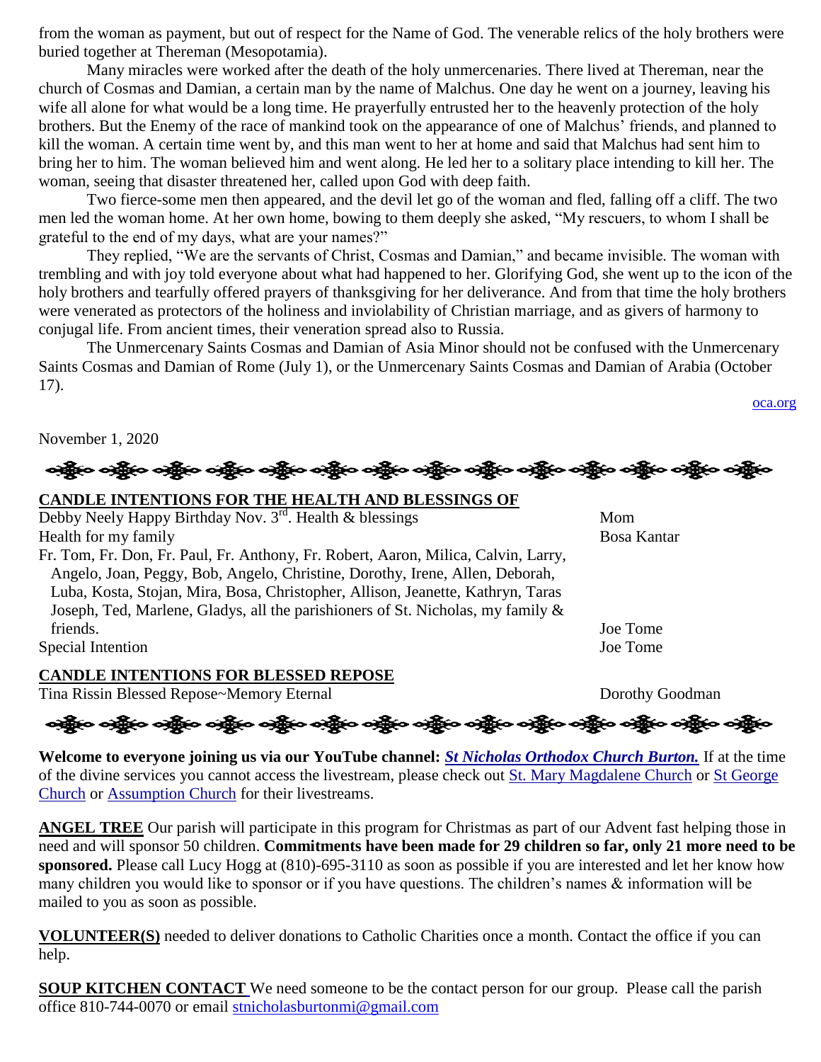from the woman as payment, but out of respect for the Name of God. The venerable relics of the holy brothers were buried together at Thereman (Mesopotamia).

Many miracles were worked after the death of the holy unmercenaries. There lived at Thereman, near the church of Cosmas and Damian, a certain man by the name of Malchus. One day he went on a journey, leaving his wife all alone for what would be a long time. He prayerfully entrusted her to the heavenly protection of the holy brothers. But the Enemy of the race of mankind took on the appearance of one of Malchus' friends, and planned to kill the woman. A certain time went by, and this man went to her at home and said that Malchus had sent him to bring her to him. The woman believed him and went along. He led her to a solitary place intending to kill her. The woman, seeing that disaster threatened her, called upon God with deep faith.

Two fierce-some men then appeared, and the devil let go of the woman and fled, falling off a cliff. The two men led the woman home. At her own home, bowing to them deeply she asked, "My rescuers, to whom I shall be grateful to the end of my days, what are your names?"

They replied, "We are the servants of Christ, Cosmas and Damian," and became invisible. The woman with trembling and with joy told everyone about what had happened to her. Glorifying God, she went up to the icon of the holy brothers and tearfully offered prayers of thanksgiving for her deliverance. And from that time the holy brothers were venerated as protectors of the holiness and inviolability of Christian marriage, and as givers of harmony to conjugal life. From ancient times, their veneration spread also to Russia.

The Unmercenary Saints Cosmas and Damian of Asia Minor should not be confused with the Unmercenary Saints Cosmas and Damian of Rome (July 1), or the Unmercenary Saints Cosmas and Damian of Arabia (October 17).

oca.org

November 1, 2020

## CANDLE INTENTIONS FOR THE HEALTH AND BLESSINGS OF

| | |
|---|---|
| Debby Neely Happy Birthday Nov. 3rd. Health & blessings | Mom |
| Health for my family | Bosa Kantar |
| Fr. Tom, Fr. Don, Fr. Paul, Fr. Anthony, Fr. Robert, Aaron, Milica, Calvin, Larry, Angelo, Joan, Peggy, Bob, Angelo, Christine, Dorothy, Irene, Allen, Deborah, Luba, Kosta, Stojan, Mira, Bosa, Christopher, Allison, Jeanette, Kathryn, Taras Joseph, Ted, Marlene, Gladys, all the parishioners of St. Nicholas, my family & friends. | Joe Tome |
| Special Intention | Joe Tome |

## CANDLE INTENTIONS FOR BLESSED REPOSE

| | |
|---|---|
| Tina Rissin Blessed Repose~Memory Eternal | Dorothy Goodman |

**Welcome to everyone joining us via our YouTube channel:** ***St Nicholas Orthodox Church Burton.*** If at the time of the divine services you cannot access the livestream, please check out St. Mary Magdalene Church or St George Church or Assumption Church for their livestreams.

**ANGEL TREE** Our parish will participate in this program for Christmas as part of our Advent fast helping those in need and will sponsor 50 children. **Commitments have been made for 29 children so far, only 21 more need to be sponsored.** Please call Lucy Hogg at (810)-695-3110 as soon as possible if you are interested and let her know how many children you would like to sponsor or if you have questions. The children's names & information will be mailed to you as soon as possible.

**VOLUNTEER(S)** needed to deliver donations to Catholic Charities once a month. Contact the office if you can help.

**SOUP KITCHEN CONTACT** We need someone to be the contact person for our group. Please call the parish office 810-744-0070 or email stnicholasburtonmi@gmail.com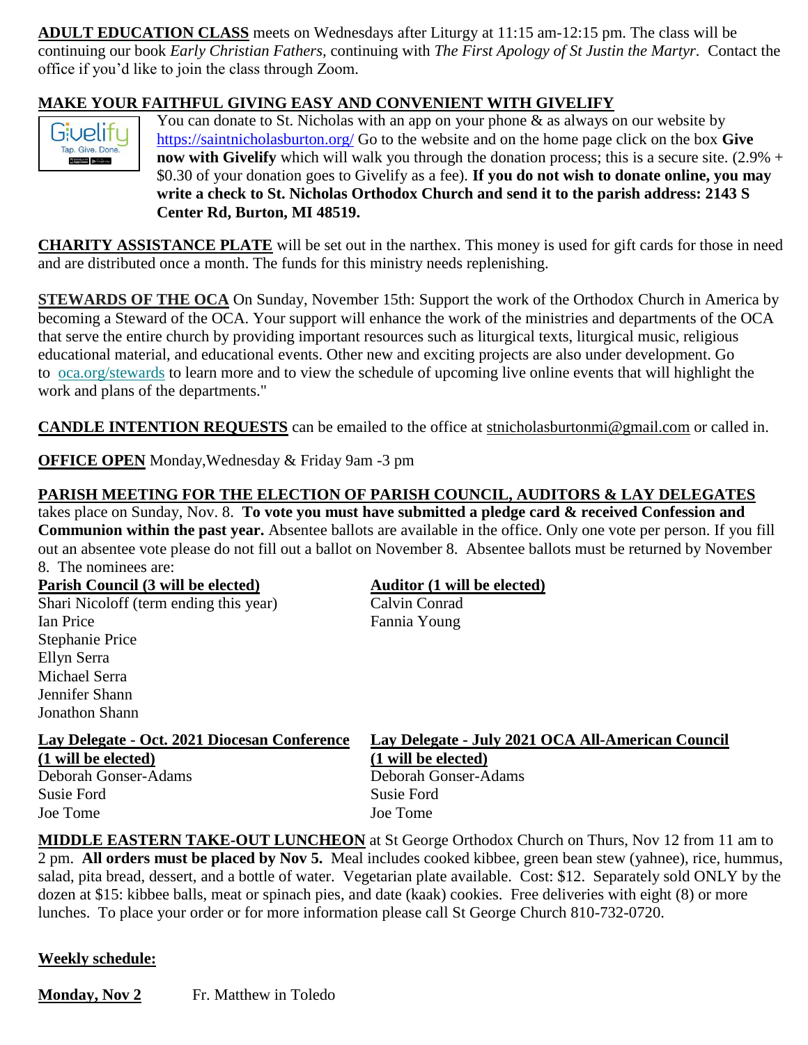**ADULT EDUCATION CLASS** meets on Wednesdays after Liturgy at 11:15 am-12:15 pm. The class will be continuing our book *Early Christian Fathers,* continuing with *The First Apology of St Justin the Martyr*. Contact the office if you'd like to join the class through Zoom.

**MAKE YOUR FAITHFUL GIVING EASY AND CONVENIENT WITH GIVELIFY**

You can donate to St. Nicholas with an app on your phone & as always on our website by https://saintnicholasburton.org/ Go to the website and on the home page click on the box **Give now with Givelify** which will walk you through the donation process; this is a secure site. (2.9% + $0.30 of your donation goes to Givelify as a fee). **If you do not wish to donate online, you may write a check to St. Nicholas Orthodox Church and send it to the parish address: 2143 S Center Rd, Burton, MI 48519.**

**CHARITY ASSISTANCE PLATE** will be set out in the narthex. This money is used for gift cards for those in need and are distributed once a month. The funds for this ministry needs replenishing.

**STEWARDS OF THE OCA** On Sunday, November 15th: Support the work of the Orthodox Church in America by becoming a Steward of the OCA. Your support will enhance the work of the ministries and departments of the OCA that serve the entire church by providing important resources such as liturgical texts, liturgical music, religious educational material, and educational events. Other new and exciting projects are also under development. Go to oca.org/stewards to learn more and to view the schedule of upcoming live online events that will highlight the work and plans of the departments."

**CANDLE INTENTION REQUESTS** can be emailed to the office at stnicholasburtonmi@gmail.com or called in.

**OFFICE OPEN** Monday,Wednesday & Friday 9am -3 pm

**PARISH MEETING FOR THE ELECTION OF PARISH COUNCIL, AUDITORS & LAY DELEGATES** takes place on Sunday, Nov. 8. **To vote you must have submitted a pledge card & received Confession and Communion within the past year.** Absentee ballots are available in the office. Only one vote per person. If you fill out an absentee vote please do not fill out a ballot on November 8. Absentee ballots must be returned by November 8. The nominees are:

**Parish Council (3 will be elected)**
Shari Nicoloff (term ending this year)
Ian Price
Stephanie Price
Ellyn Serra
Michael Serra
Jennifer Shann
Jonathon Shann

**Auditor (1 will be elected)**
Calvin Conrad
Fannia Young

**Lay Delegate - Oct. 2021 Diocesan Conference (1 will be elected)**
Deborah Gonser-Adams
Susie Ford
Joe Tome

**Lay Delegate - July 2021 OCA All-American Council (1 will be elected)**
Deborah Gonser-Adams
Susie Ford
Joe Tome

**MIDDLE EASTERN TAKE-OUT LUNCHEON** at St George Orthodox Church on Thurs, Nov 12 from 11 am to 2 pm. **All orders must be placed by Nov 5.** Meal includes cooked kibbee, green bean stew (yahnee), rice, hummus, salad, pita bread, dessert, and a bottle of water. Vegetarian plate available. Cost: $12. Separately sold ONLY by the dozen at $15: kibbee balls, meat or spinach pies, and date (kaak) cookies. Free deliveries with eight (8) or more lunches. To place your order or for more information please call St George Church 810-732-0720.

**Weekly schedule:**

**Monday, Nov 2** Fr. Matthew in Toledo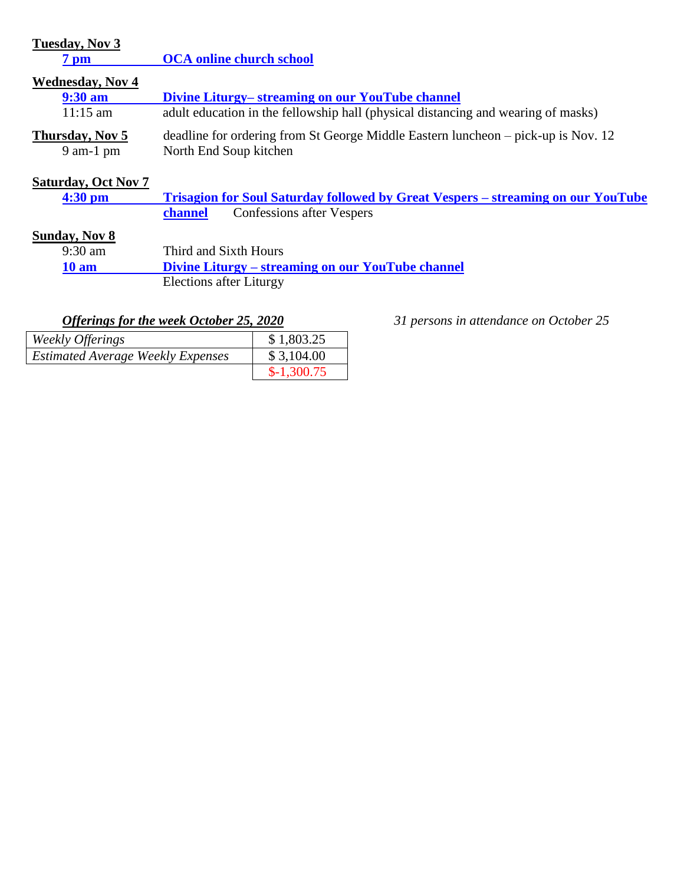**Tuesday, Nov 3**

**7 pm** **OCA online church school**

**Wednesday, Nov 4**

**9:30 am** **Divine Liturgy– streaming on our YouTube channel**

11:15 am adult education in the fellowship hall (physical distancing and wearing of masks)

**Thursday, Nov 5** deadline for ordering from St George Middle Eastern luncheon – pick-up is Nov. 12

9 am-1 pm North End Soup kitchen

**Saturday, Oct Nov 7**

**4:30 pm** **Trisagion for Soul Saturday followed by Great Vespers – streaming on our YouTube channel** Confessions after Vespers

**Sunday, Nov 8**

9:30 am Third and Sixth Hours

**10 am** **Divine Liturgy – streaming on our YouTube channel**

Elections after Liturgy

***Offerings for the week October 25, 2020***

| | |
|---|---|
| *Weekly Offerings* | $ 1,803.25 |
| *Estimated Average Weekly Expenses* | $ 3,104.00 |
| | $-1,300.75 |

*31 persons in attendance on October 25*